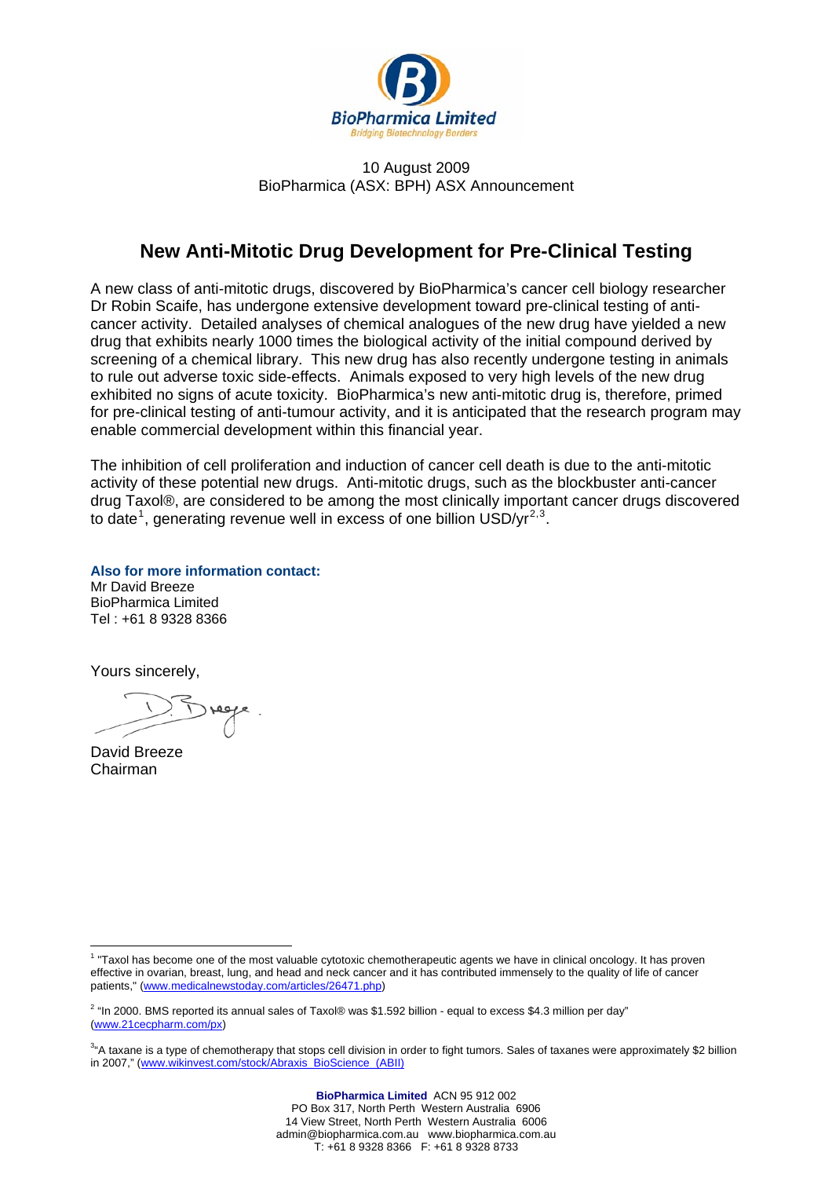BioPharmica Limited
Bridging Biotechnology Borders

10 August 2009
BioPharmica (ASX: BPH) ASX Announcement

# New Anti-Mitotic Drug Development for Pre-Clinical Testing

A new class of anti-mitotic drugs, discovered by BioPharmica's cancer cell biology researcher Dr Robin Scaife, has undergone extensive development toward pre-clinical testing of anti-cancer activity. Detailed analyses of chemical analogues of the new drug have yielded a new drug that exhibits nearly 1000 times the biological activity of the initial compound derived by screening of a chemical library. This new drug has also recently undergone testing in animals to rule out adverse toxic side-effects. Animals exposed to very high levels of the new drug exhibited no signs of acute toxicity. BioPharmica's new anti-mitotic drug is, therefore, primed for pre-clinical testing of anti-tumour activity, and it is anticipated that the research program may enable commercial development within this financial year.

The inhibition of cell proliferation and induction of cancer cell death is due to the anti-mitotic activity of these potential new drugs. Anti-mitotic drugs, such as the blockbuster anti-cancer drug Taxol®, are considered to be among the most clinically important cancer drugs discovered to date[1], generating revenue well in excess of one billion USD/yr[2,3].

**Also for more information contact:**
Mr David Breeze
BioPharmica Limited
Tel : +61 8 9328 8366

Yours sincerely,

David Breeze
Chairman

---

[1] "Taxol has become one of the most valuable cytotoxic chemotherapeutic agents we have in clinical oncology. It has proven effective in ovarian, breast, lung, and head and neck cancer and it has contributed immensely to the quality of life of cancer patients," (www.medicalnewstoday.com/articles/26471.php)

[2] "In 2000. BMS reported its annual sales of Taxol® was $1.592 billion - equal to excess $4.3 million per day" (www.21cecpharm.com/px)

[3] "A taxane is a type of chemotherapy that stops cell division in order to fight tumors. Sales of taxanes were approximately $2 billion in 2007," (www.wikinvest.com/stock/Abraxis_BioScience_(ABII))

**BioPharmica Limited** ACN 95 912 002
PO Box 317, North Perth Western Australia 6906
14 View Street, North Perth Western Australia 6006
admin@biopharmica.com.au www.biopharmica.com.au
T: +61 8 9328 8366 F: +61 8 9328 8733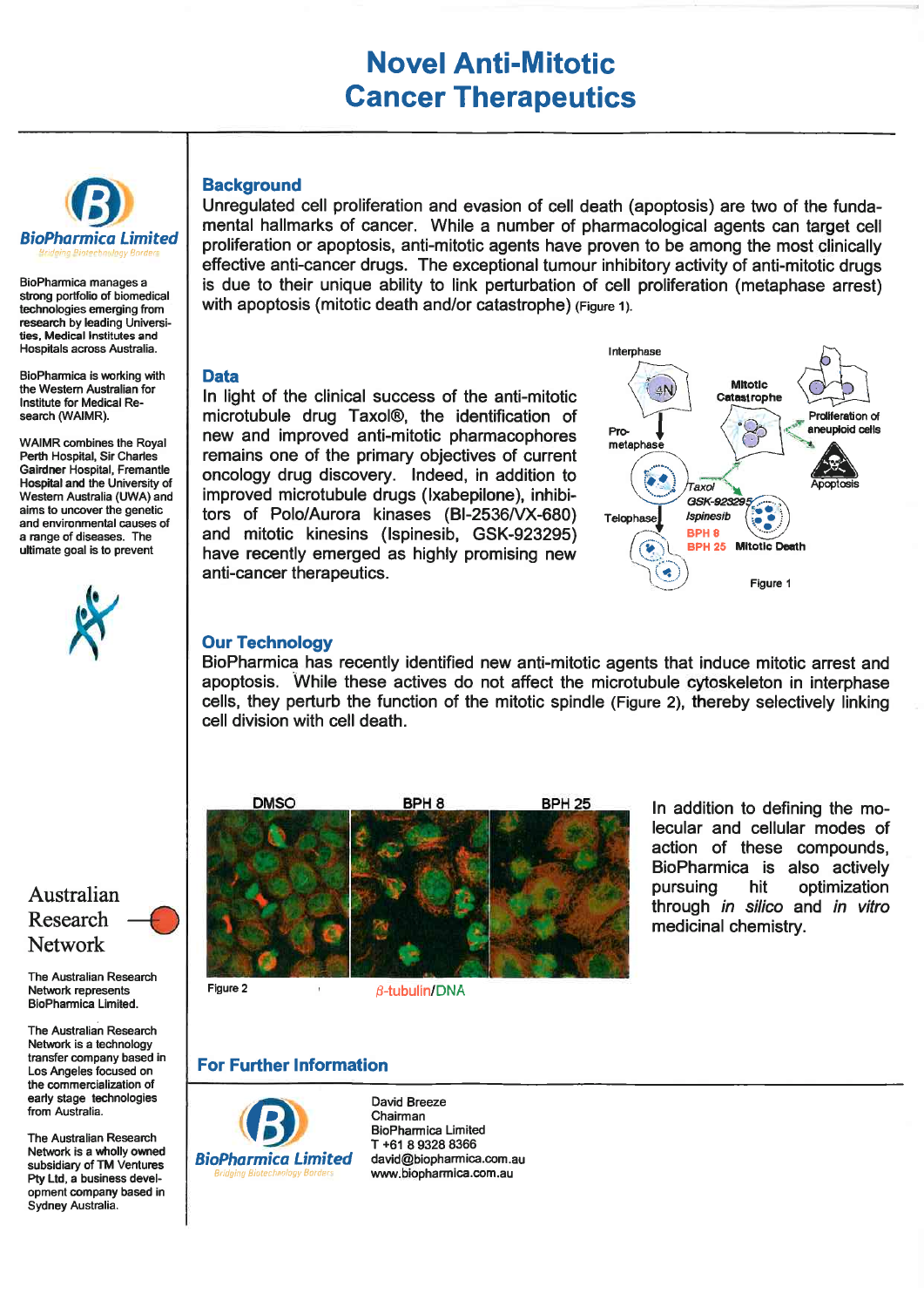# Novel Anti-Mitotic Cancer Therapeutics

## Background

Unregulated cell proliferation and evasion of cell death (apoptosis) are two of the fundamental hallmarks of cancer. While a number of pharmacological agents can target cell proliferation or apoptosis, anti-mitotic agents have proven to be among the most clinically effective anti-cancer drugs. The exceptional tumour inhibitory activity of anti-mitotic drugs is due to their unique ability to link perturbation of cell proliferation (metaphase arrest) with apoptosis (mitotic death and/or catastrophe) (Figure 1).

## Data

In light of the clinical success of the anti-mitotic microtubule drug Taxol®, the identification of new and improved anti-mitotic pharmacophores remains one of the primary objectives of current oncology drug discovery. Indeed, in addition to improved microtubule drugs (Ixabepilone), inhibitors of Polo/Aurora kinases (BI-2536/VX-680) and mitotic kinesins (Ispinesib, GSK-923295) have recently emerged as highly promising new anti-cancer therapeutics.

Interphase
4N
Mitotic Catastrophe
Proliferation of aneuploid cells
Pro-metaphase
Apoptosis
Taxol
GSK-923295
Ispinesib
Telophase
BPH 8
BPH 25
Mitotic Death

Figure 1

## Our Technology

BioPharmica has recently identified new anti-mitotic agents that induce mitotic arrest and apoptosis. While these actives do not affect the microtubule cytoskeleton in interphase cells, they perturb the function of the mitotic spindle (Figure 2), thereby selectively linking cell division with cell death.

DMSO
BPH 8
BPH 25

Figure 2 β-tubulin/DNA

In addition to defining the molecular and cellular modes of action of these compounds, BioPharmica is also actively pursuing hit optimization through *in silico* and *in vitro* medicinal chemistry.

## For Further Information

David Breeze
Chairman
BioPharmica Limited
T +61 8 9328 8366
david@biopharmica.com.au
www.biopharmica.com.au

---

**BioPharmica Limited**
*Bridging Biotechnology Borders*

BioPharmica manages a strong portfolio of biomedical technologies emerging from research by leading Universities, Medical Institutes and Hospitals across Australia.

BioPharmica is working with the Western Australian for Institute for Medical Research (WAIMR).

WAIMR combines the Royal Perth Hospital, Sir Charles Gairdner Hospital, Fremantle Hospital and the University of Western Australia (UWA) and aims to uncover the genetic and environmental causes of a range of diseases. The ultimate goal is to prevent

**Australian Research Network**

The Australian Research Network represents BioPharmica Limited.

The Australian Research Network is a technology transfer company based in Los Angeles focused on the commercialization of early stage technologies from Australia.

The Australian Research Network is a wholly owned subsidiary of TM Ventures Pty Ltd, a business development company based in Sydney Australia.